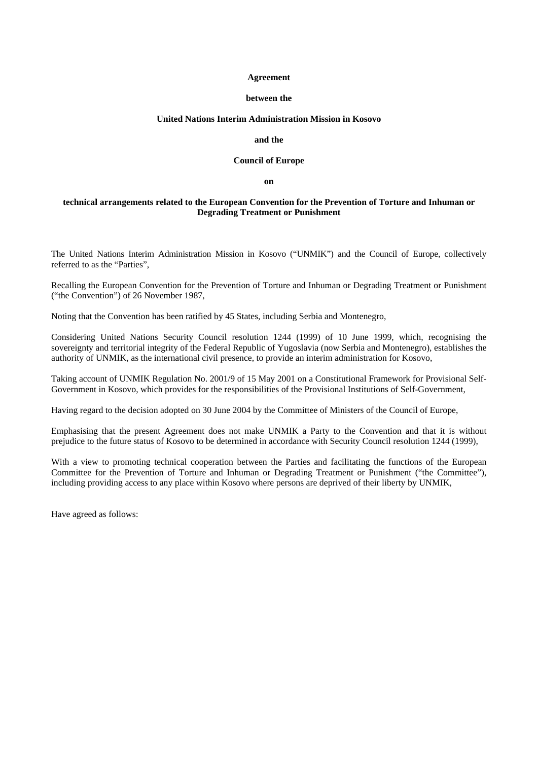**Agreement**

**between the**

**United Nations Interim Administration Mission in Kosovo**

**and the**

**Council of Europe**

**on**

**technical arrangements related to the European Convention for the Prevention of Torture and Inhuman or Degrading Treatment or Punishment**

The United Nations Interim Administration Mission in Kosovo ("UNMIK") and the Council of Europe, collectively referred to as the "Parties",

Recalling the European Convention for the Prevention of Torture and Inhuman or Degrading Treatment or Punishment ("the Convention") of 26 November 1987,

Noting that the Convention has been ratified by 45 States, including Serbia and Montenegro,

Considering United Nations Security Council resolution 1244 (1999) of 10 June 1999, which, recognising the sovereignty and territorial integrity of the Federal Republic of Yugoslavia (now Serbia and Montenegro), establishes the authority of UNMIK, as the international civil presence, to provide an interim administration for Kosovo,

Taking account of UNMIK Regulation No. 2001/9 of 15 May 2001 on a Constitutional Framework for Provisional Self-Government in Kosovo, which provides for the responsibilities of the Provisional Institutions of Self-Government,

Having regard to the decision adopted on 30 June 2004 by the Committee of Ministers of the Council of Europe,

Emphasising that the present Agreement does not make UNMIK a Party to the Convention and that it is without prejudice to the future status of Kosovo to be determined in accordance with Security Council resolution 1244 (1999),

With a view to promoting technical cooperation between the Parties and facilitating the functions of the European Committee for the Prevention of Torture and Inhuman or Degrading Treatment or Punishment ("the Committee"), including providing access to any place within Kosovo where persons are deprived of their liberty by UNMIK,

Have agreed as follows: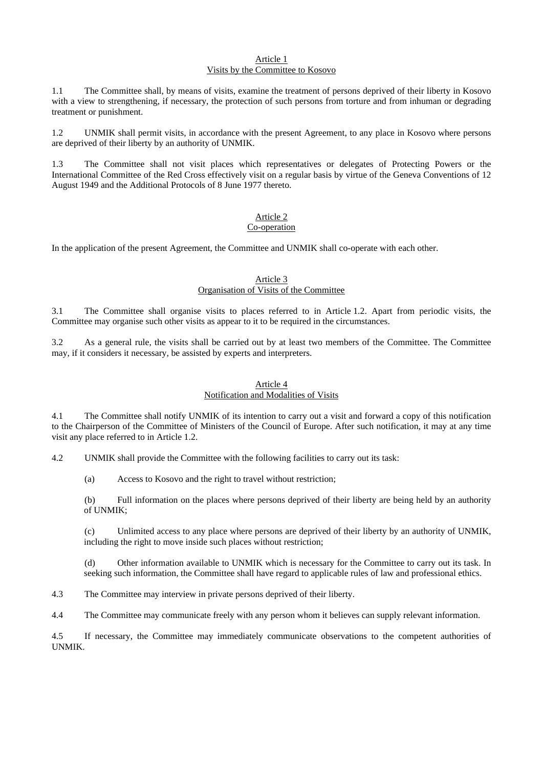## Article 1
## Visits by the Committee to Kosovo

1.1 The Committee shall, by means of visits, examine the treatment of persons deprived of their liberty in Kosovo with a view to strengthening, if necessary, the protection of such persons from torture and from inhuman or degrading treatment or punishment.

1.2 UNMIK shall permit visits, in accordance with the present Agreement, to any place in Kosovo where persons are deprived of their liberty by an authority of UNMIK.

1.3 The Committee shall not visit places which representatives or delegates of Protecting Powers or the International Committee of the Red Cross effectively visit on a regular basis by virtue of the Geneva Conventions of 12 August 1949 and the Additional Protocols of 8 June 1977 thereto.

## Article 2
## Co-operation

In the application of the present Agreement, the Committee and UNMIK shall co-operate with each other.

## Article 3
## Organisation of Visits of the Committee

3.1 The Committee shall organise visits to places referred to in Article 1.2. Apart from periodic visits, the Committee may organise such other visits as appear to it to be required in the circumstances.

3.2 As a general rule, the visits shall be carried out by at least two members of the Committee. The Committee may, if it considers it necessary, be assisted by experts and interpreters.

## Article 4
## Notification and Modalities of Visits

4.1 The Committee shall notify UNMIK of its intention to carry out a visit and forward a copy of this notification to the Chairperson of the Committee of Ministers of the Council of Europe. After such notification, it may at any time visit any place referred to in Article 1.2.

4.2 UNMIK shall provide the Committee with the following facilities to carry out its task:

(a) Access to Kosovo and the right to travel without restriction;

(b) Full information on the places where persons deprived of their liberty are being held by an authority of UNMIK;

(c) Unlimited access to any place where persons are deprived of their liberty by an authority of UNMIK, including the right to move inside such places without restriction;

(d) Other information available to UNMIK which is necessary for the Committee to carry out its task. In seeking such information, the Committee shall have regard to applicable rules of law and professional ethics.

4.3 The Committee may interview in private persons deprived of their liberty.

4.4 The Committee may communicate freely with any person whom it believes can supply relevant information.

4.5 If necessary, the Committee may immediately communicate observations to the competent authorities of UNMIK.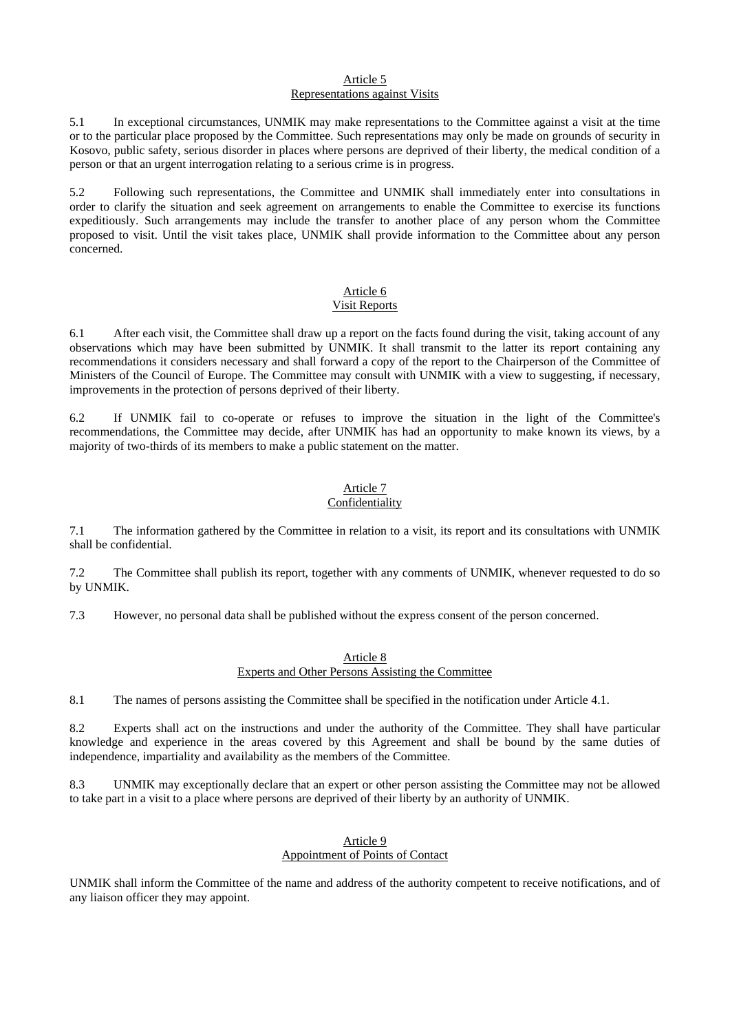Article 5

Representations against Visits

5.1 In exceptional circumstances, UNMIK may make representations to the Committee against a visit at the time or to the particular place proposed by the Committee. Such representations may only be made on grounds of security in Kosovo, public safety, serious disorder in places where persons are deprived of their liberty, the medical condition of a person or that an urgent interrogation relating to a serious crime is in progress.

5.2 Following such representations, the Committee and UNMIK shall immediately enter into consultations in order to clarify the situation and seek agreement on arrangements to enable the Committee to exercise its functions expeditiously. Such arrangements may include the transfer to another place of any person whom the Committee proposed to visit. Until the visit takes place, UNMIK shall provide information to the Committee about any person concerned.

Article 6

Visit Reports

6.1 After each visit, the Committee shall draw up a report on the facts found during the visit, taking account of any observations which may have been submitted by UNMIK. It shall transmit to the latter its report containing any recommendations it considers necessary and shall forward a copy of the report to the Chairperson of the Committee of Ministers of the Council of Europe. The Committee may consult with UNMIK with a view to suggesting, if necessary, improvements in the protection of persons deprived of their liberty.

6.2 If UNMIK fail to co-operate or refuses to improve the situation in the light of the Committee's recommendations, the Committee may decide, after UNMIK has had an opportunity to make known its views, by a majority of two-thirds of its members to make a public statement on the matter.

Article 7

Confidentiality

7.1 The information gathered by the Committee in relation to a visit, its report and its consultations with UNMIK shall be confidential.

7.2 The Committee shall publish its report, together with any comments of UNMIK, whenever requested to do so by UNMIK.

7.3 However, no personal data shall be published without the express consent of the person concerned.

Article 8

Experts and Other Persons Assisting the Committee

8.1 The names of persons assisting the Committee shall be specified in the notification under Article 4.1.

8.2 Experts shall act on the instructions and under the authority of the Committee. They shall have particular knowledge and experience in the areas covered by this Agreement and shall be bound by the same duties of independence, impartiality and availability as the members of the Committee.

8.3 UNMIK may exceptionally declare that an expert or other person assisting the Committee may not be allowed to take part in a visit to a place where persons are deprived of their liberty by an authority of UNMIK.

Article 9

Appointment of Points of Contact

UNMIK shall inform the Committee of the name and address of the authority competent to receive notifications, and of any liaison officer they may appoint.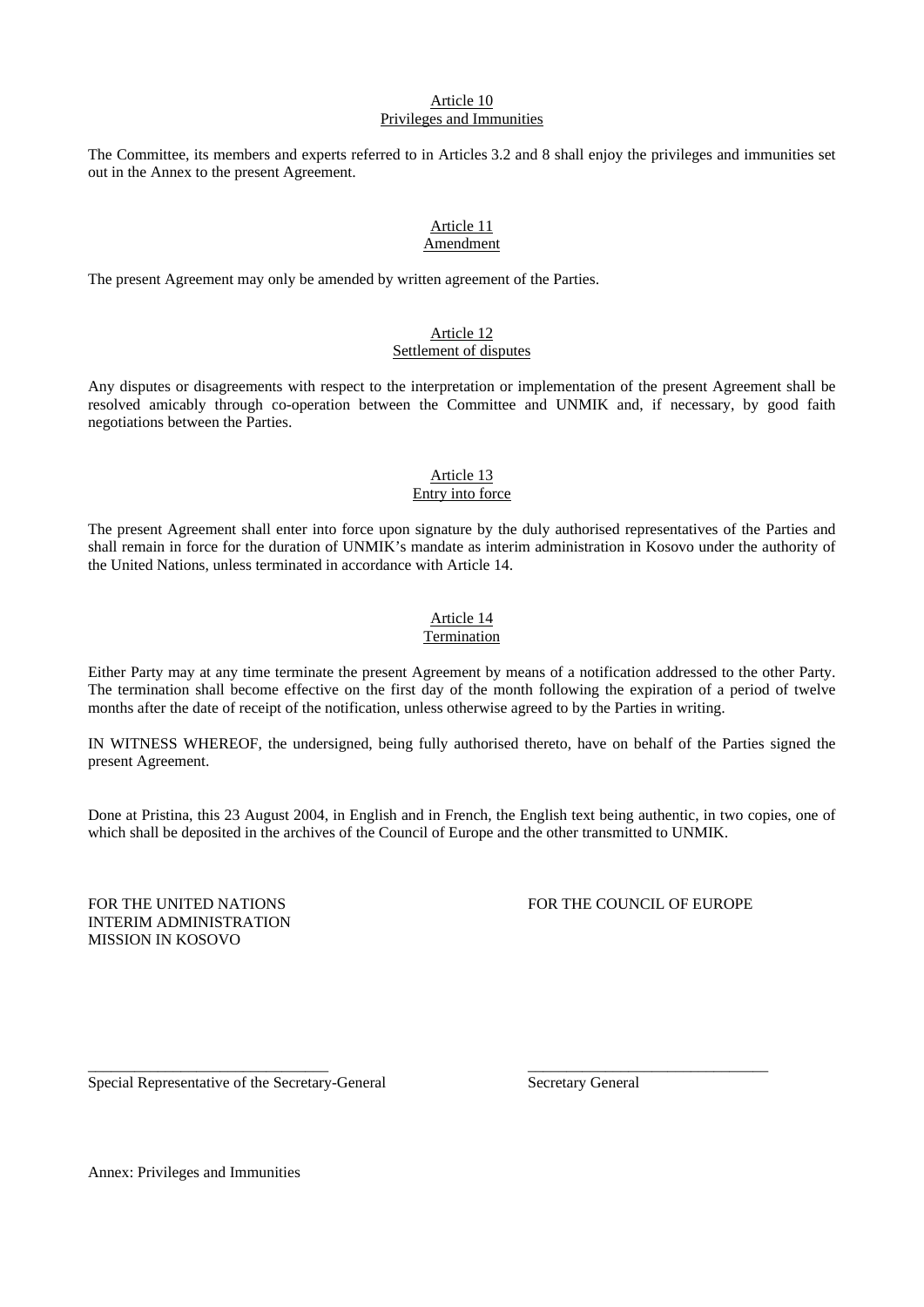## Article 10
## Privileges and Immunities

The Committee, its members and experts referred to in Articles 3.2 and 8 shall enjoy the privileges and immunities set out in the Annex to the present Agreement.

## Article 11
## Amendment

The present Agreement may only be amended by written agreement of the Parties.

## Article 12
## Settlement of disputes

Any disputes or disagreements with respect to the interpretation or implementation of the present Agreement shall be resolved amicably through co-operation between the Committee and UNMIK and, if necessary, by good faith negotiations between the Parties.

## Article 13
## Entry into force

The present Agreement shall enter into force upon signature by the duly authorised representatives of the Parties and shall remain in force for the duration of UNMIK's mandate as interim administration in Kosovo under the authority of the United Nations, unless terminated in accordance with Article 14.

## Article 14
## Termination

Either Party may at any time terminate the present Agreement by means of a notification addressed to the other Party. The termination shall become effective on the first day of the month following the expiration of a period of twelve months after the date of receipt of the notification, unless otherwise agreed to by the Parties in writing.

IN WITNESS WHEREOF, the undersigned, being fully authorised thereto, have on behalf of the Parties signed the present Agreement.

Done at Pristina, this 23 August 2004, in English and in French, the English text being authentic, in two copies, one of which shall be deposited in the archives of the Council of Europe and the other transmitted to UNMIK.

FOR THE UNITED NATIONS INTERIM ADMINISTRATION MISSION IN KOSOVO

_______________________________
Special Representative of the Secretary-General

FOR THE COUNCIL OF EUROPE

_______________________________
Secretary General

Annex: Privileges and Immunities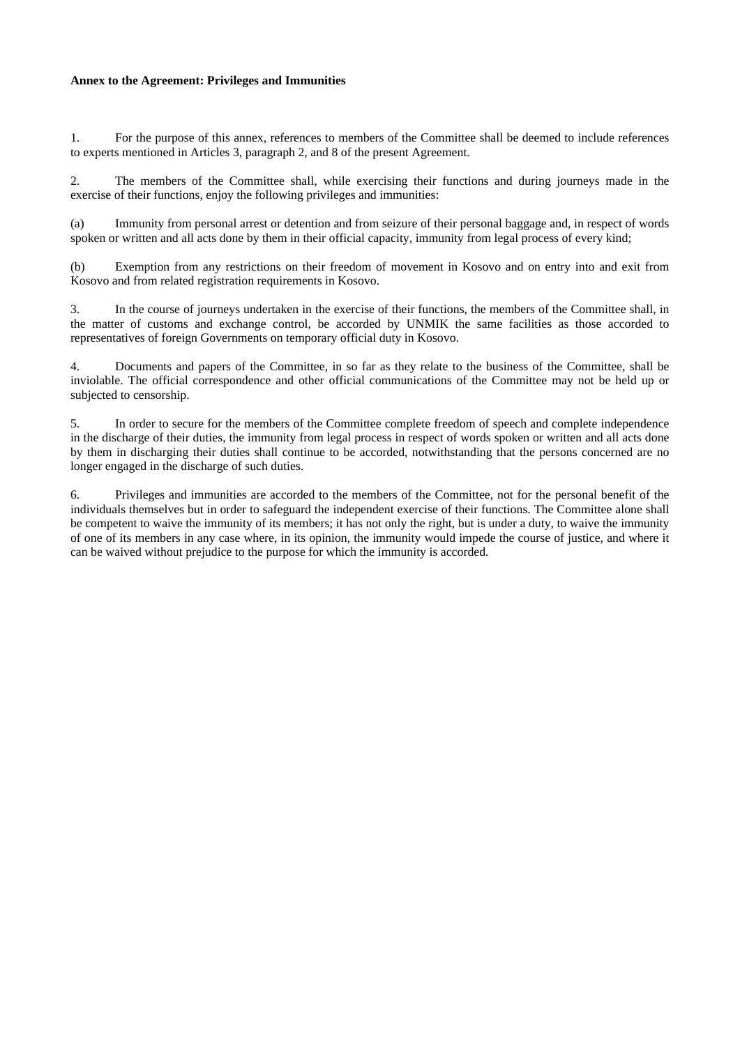**Annex to the Agreement: Privileges and Immunities**

1. For the purpose of this annex, references to members of the Committee shall be deemed to include references to experts mentioned in Articles 3, paragraph 2, and 8 of the present Agreement.

2. The members of the Committee shall, while exercising their functions and during journeys made in the exercise of their functions, enjoy the following privileges and immunities:

(a) Immunity from personal arrest or detention and from seizure of their personal baggage and, in respect of words spoken or written and all acts done by them in their official capacity, immunity from legal process of every kind;

(b) Exemption from any restrictions on their freedom of movement in Kosovo and on entry into and exit from Kosovo and from related registration requirements in Kosovo.

3. In the course of journeys undertaken in the exercise of their functions, the members of the Committee shall, in the matter of customs and exchange control, be accorded by UNMIK the same facilities as those accorded to representatives of foreign Governments on temporary official duty in Kosovo.

4. Documents and papers of the Committee, in so far as they relate to the business of the Committee, shall be inviolable. The official correspondence and other official communications of the Committee may not be held up or subjected to censorship.

5. In order to secure for the members of the Committee complete freedom of speech and complete independence in the discharge of their duties, the immunity from legal process in respect of words spoken or written and all acts done by them in discharging their duties shall continue to be accorded, notwithstanding that the persons concerned are no longer engaged in the discharge of such duties.

6. Privileges and immunities are accorded to the members of the Committee, not for the personal benefit of the individuals themselves but in order to safeguard the independent exercise of their functions. The Committee alone shall be competent to waive the immunity of its members; it has not only the right, but is under a duty, to waive the immunity of one of its members in any case where, in its opinion, the immunity would impede the course of justice, and where it can be waived without prejudice to the purpose for which the immunity is accorded.